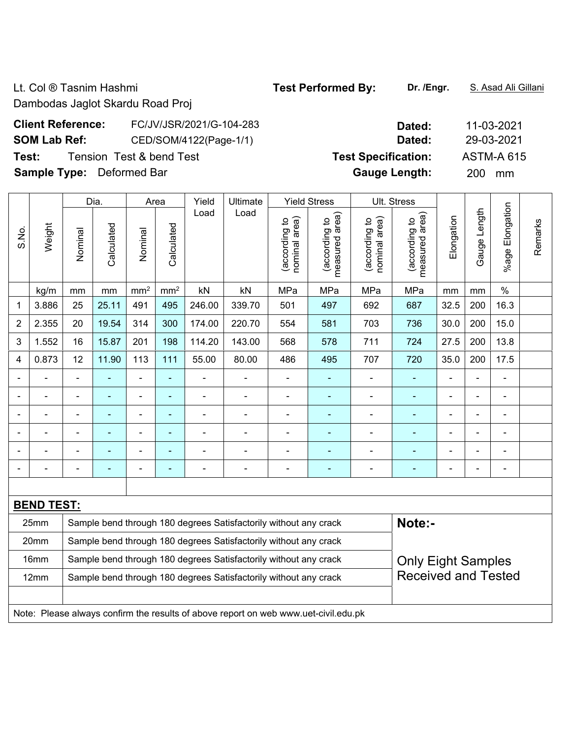Lt. Col ® Tasnim Hashmi

Dambodas Jaglot Skardu Road Proj

**Test Performed By:** **Dr. /Engr.** S. Asad Ali Gillani

**Client Reference:** FC/JV/JSR/2021/G-104-283 **Dated:** 11-03-2021

**SOM Lab Ref:** CED/SOM/4122(Page-1/1) **Dated:** 29-03-2021

**Test:** Tension Test & bend Test **Test Specification:** ASTM-A 615

**Sample Type:** Deformed Bar **Gauge Length:** 200 mm

| S.No. | Weight | Dia. | | Area | | Yield Load | Ultimate Load | Yield Stress | | Ult. Stress | | Elongation | Gauge Length | %age Elongation | Remarks |
|---|---|---|---|---|---|---|---|---|---|---|---|---|---|---|---|
| | | Nominal | Calculated | Nominal | Calculated | | | (according to nominal area) | (according to measured area) | (according to nominal area) | (according to measured area) | | | | |
| | kg/m | mm | mm | mm² | mm² | kN | kN | MPa | MPa | MPa | MPa | mm | mm | % | |
| 1 | 3.886 | 25 | 25.11 | 491 | 495 | 246.00 | 339.70 | 501 | 497 | 692 | 687 | 32.5 | 200 | 16.3 | |
| 2 | 2.355 | 20 | 19.54 | 314 | 300 | 174.00 | 220.70 | 554 | 581 | 703 | 736 | 30.0 | 200 | 15.0 | |
| 3 | 1.552 | 16 | 15.87 | 201 | 198 | 114.20 | 143.00 | 568 | 578 | 711 | 724 | 27.5 | 200 | 13.8 | |
| 4 | 0.873 | 12 | 11.90 | 113 | 111 | 55.00 | 80.00 | 486 | 495 | 707 | 720 | 35.0 | 200 | 17.5 | |
| - | - | - | - | - | - | - | - | - | - | - | - | - | - | - | |
| - | - | - | - | - | - | - | - | - | - | - | - | - | - | - | |
| - | - | - | - | - | - | - | - | - | - | - | - | - | - | - | |
| - | - | - | - | - | - | - | - | - | - | - | - | - | - | - | |
| - | - | - | - | - | - | - | - | - | - | - | - | - | - | - | |
| - | - | - | - | - | - | - | - | - | - | - | - | - | - | - | |

**BEND TEST:**

| | | |
|---|---|---|
| 25mm | Sample bend through 180 degrees Satisfactorily without any crack | **Note:-** |
| 20mm | Sample bend through 180 degrees Satisfactorily without any crack | |
| 16mm | Sample bend through 180 degrees Satisfactorily without any crack | Only Eight Samples Received and Tested |
| 12mm | Sample bend through 180 degrees Satisfactorily without any crack | |

Note: Please always confirm the results of above report on web www.uet-civil.edu.pk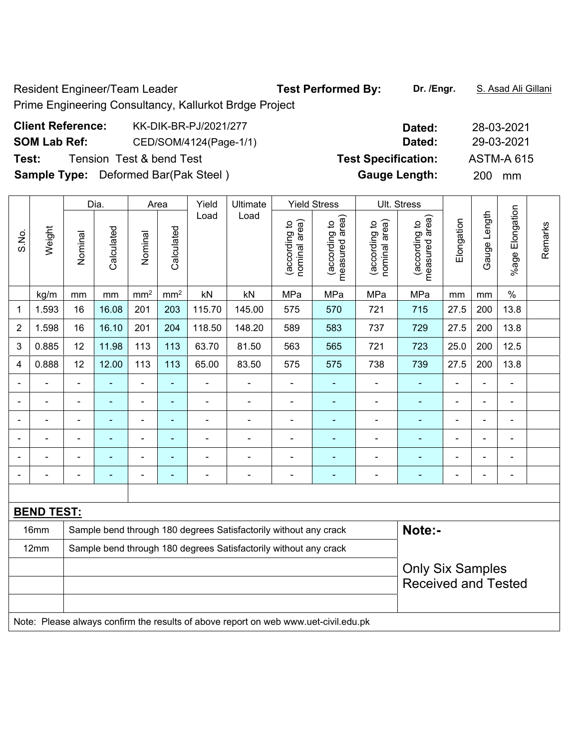Resident Engineer/Team Leader

Prime Engineering Consultancy, Kallurkot Brdge Project

**Test Performed By:** **Dr. /Engr.** S. Asad Ali Gillani

**Client Reference:** KK-DIK-BR-PJ/2021/277 **Dated:** 28-03-2021

**SOM Lab Ref:** CED/SOM/4124(Page-1/1) **Dated:** 29-03-2021

**Test:** Tension Test & bend Test **Test Specification:** ASTM-A 615

**Sample Type:** Deformed Bar(Pak Steel ) **Gauge Length:** 200 mm

| S.No. | Weight | Dia. | | Area | | Yield Load | Ultimate Load | Yield Stress | | Ult. Stress | | Elongation | Gauge Length | %age Elongation | Remarks |
|---|---|---|---|---|---|---|---|---|---|---|---|---|---|---|---|
| | | Nominal | Calculated | Nominal | Calculated | | | (according to nominal area) | (according to measured area) | (according to nominal area) | (according to measured area) | | | | |
| | kg/m | mm | mm | mm² | mm² | kN | kN | MPa | MPa | MPa | MPa | mm | mm | % | |
| 1 | 1.593 | 16 | 16.08 | 201 | 203 | 115.70 | 145.00 | 575 | 570 | 721 | 715 | 27.5 | 200 | 13.8 | |
| 2 | 1.598 | 16 | 16.10 | 201 | 204 | 118.50 | 148.20 | 589 | 583 | 737 | 729 | 27.5 | 200 | 13.8 | |
| 3 | 0.885 | 12 | 11.98 | 113 | 113 | 63.70 | 81.50 | 563 | 565 | 721 | 723 | 25.0 | 200 | 12.5 | |
| 4 | 0.888 | 12 | 12.00 | 113 | 113 | 65.00 | 83.50 | 575 | 575 | 738 | 739 | 27.5 | 200 | 13.8 | |
| - | - | - | - | - | - | - | - | - | - | - | - | - | - | - | |
| - | - | - | - | - | - | - | - | - | - | - | - | - | - | - | |
| - | - | - | - | - | - | - | - | - | - | - | - | - | - | - | |
| - | - | - | - | - | - | - | - | - | - | - | - | - | - | - | |
| - | - | - | - | - | - | - | - | - | - | - | - | - | - | - | |
| - | - | - | - | - | - | - | - | - | - | - | - | - | - | - | |

**BEND TEST:**

| | | |
|---|---|---|
| 16mm | Sample bend through 180 degrees Satisfactorily without any crack | **Note:-** |
| 12mm | Sample bend through 180 degrees Satisfactorily without any crack | |
| | | Only Six Samples Received and Tested |

Note: Please always confirm the results of above report on web www.uet-civil.edu.pk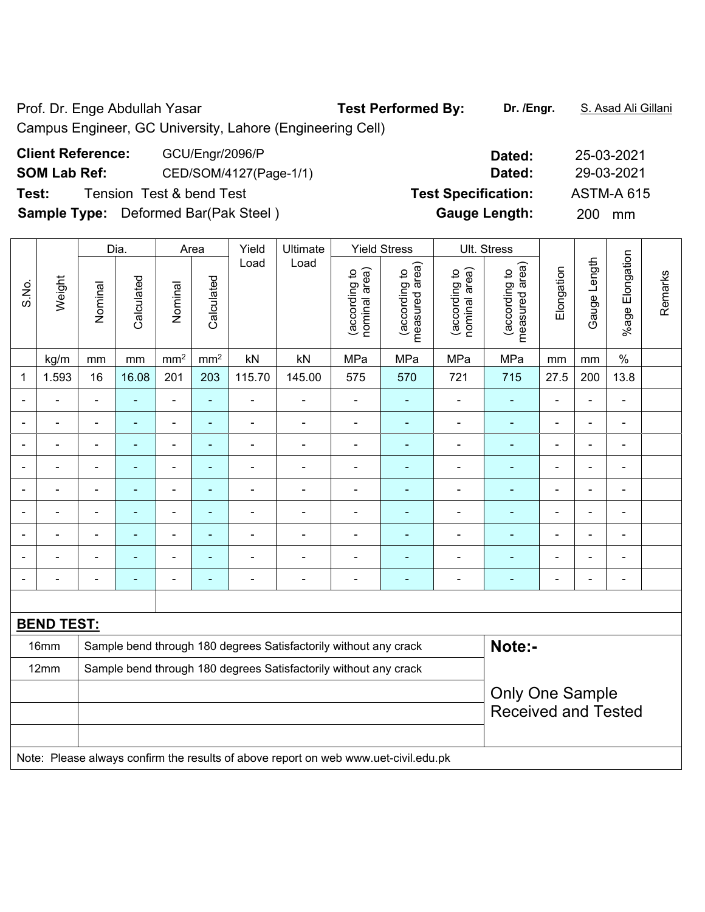Prof. Dr. Enge Abdullah Yasar

Campus Engineer, GC University, Lahore (Engineering Cell)

**Test Performed By:** Dr. /Engr. S. Asad Ali Gillani

**Client Reference:** GCU/Engr/2096/P **Dated:** 25-03-2021

**SOM Lab Ref:** CED/SOM/4127(Page-1/1) **Dated:** 29-03-2021

**Test:** Tension Test & bend Test **Test Specification:** ASTM-A 615

**Sample Type:** Deformed Bar(Pak Steel ) **Gauge Length:** 200 mm

| S.No. | Weight | Dia. | | Area | | Yield Load | Ultimate Load | Yield Stress | | Ult. Stress | | Elongation | Gauge Length | %age Elongation | Remarks |
|---|---|---|---|---|---|---|---|---|---|---|---|---|---|---|---|
| | | Nominal | Calculated | Nominal | Calculated | | | (according to nominal area) | (according to measured area) | (according to nominal area) | (according to measured area) | | | | |
| | kg/m | mm | mm | mm² | mm² | kN | kN | MPa | MPa | MPa | MPa | mm | mm | % | |
| 1 | 1.593 | 16 | 16.08 | 201 | 203 | 115.70 | 145.00 | 575 | 570 | 721 | 715 | 27.5 | 200 | 13.8 | |
| - | - | - | - | - | - | - | - | - | - | - | - | - | - | - | |
| - | - | - | - | - | - | - | - | - | - | - | - | - | - | - | |
| - | - | - | - | - | - | - | - | - | - | - | - | - | - | - | |
| - | - | - | - | - | - | - | - | - | - | - | - | - | - | - | |
| - | - | - | - | - | - | - | - | - | - | - | - | - | - | - | |
| - | - | - | - | - | - | - | - | - | - | - | - | - | - | - | |
| - | - | - | - | - | - | - | - | - | - | - | - | - | - | - | |
| - | - | - | - | - | - | - | - | - | - | - | - | - | - | - | |
| - | - | - | - | - | - | - | - | - | - | - | - | - | - | - | |

**BEND TEST:**

| | | |
|---|---|---|
| 16mm | Sample bend through 180 degrees Satisfactorily without any crack | **Note:-** |
| 12mm | Sample bend through 180 degrees Satisfactorily without any crack | |
| | | Only One Sample Received and Tested |

Note: Please always confirm the results of above report on web www.uet-civil.edu.pk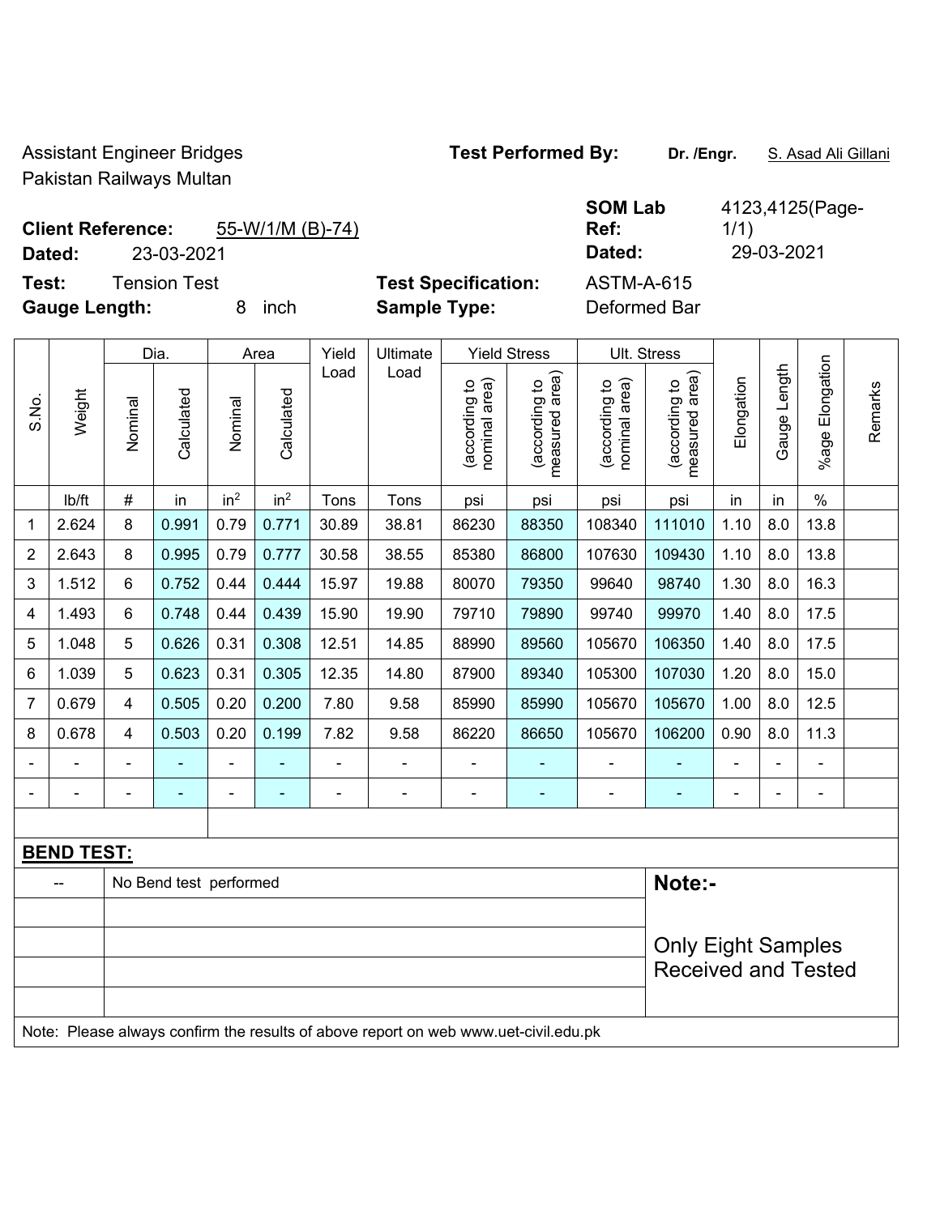Assistant Engineer Bridges
Pakistan Railways Multan

**Test Performed By:** **Dr. /Engr.** S. Asad Ali Gillani

**Client Reference:** 55-W/1/M (B)-74)

**Dated:** 23-03-2021

**SOM Lab Ref:** 4123,4125(Page-1/1)

**Dated:** 29-03-2021

**Test:** Tension Test

**Gauge Length:** 8 inch

**Test Specification:** ASTM-A-615

**Sample Type:** Deformed Bar

| S.No. | Weight | Dia. | | Area | | Yield Load | Ultimate Load | Yield Stress | | Ult. Stress | | Elongation | Gauge Length | %age Elongation | Remarks |
|---|---|---|---|---|---|---|---|---|---|---|---|---|---|---|---|
| | | Nominal | Calculated | Nominal | Calculated | | | (according to nominal area) | (according to measured area) | (according to nominal area) | (according to measured area) | | | | |
| | lb/ft | # | in | in$^2$ | in$^2$ | Tons | Tons | psi | psi | psi | psi | in | in | % | |
| 1 | 2.624 | 8 | 0.991 | 0.79 | 0.771 | 30.89 | 38.81 | 86230 | 88350 | 108340 | 111010 | 1.10 | 8.0 | 13.8 | |
| 2 | 2.643 | 8 | 0.995 | 0.79 | 0.777 | 30.58 | 38.55 | 85380 | 86800 | 107630 | 109430 | 1.10 | 8.0 | 13.8 | |
| 3 | 1.512 | 6 | 0.752 | 0.44 | 0.444 | 15.97 | 19.88 | 80070 | 79350 | 99640 | 98740 | 1.30 | 8.0 | 16.3 | |
| 4 | 1.493 | 6 | 0.748 | 0.44 | 0.439 | 15.90 | 19.90 | 79710 | 79890 | 99740 | 99970 | 1.40 | 8.0 | 17.5 | |
| 5 | 1.048 | 5 | 0.626 | 0.31 | 0.308 | 12.51 | 14.85 | 88990 | 89560 | 105670 | 106350 | 1.40 | 8.0 | 17.5 | |
| 6 | 1.039 | 5 | 0.623 | 0.31 | 0.305 | 12.35 | 14.80 | 87900 | 89340 | 105300 | 107030 | 1.20 | 8.0 | 15.0 | |
| 7 | 0.679 | 4 | 0.505 | 0.20 | 0.200 | 7.80 | 9.58 | 85990 | 85990 | 105670 | 105670 | 1.00 | 8.0 | 12.5 | |
| 8 | 0.678 | 4 | 0.503 | 0.20 | 0.199 | 7.82 | 9.58 | 86220 | 86650 | 105670 | 106200 | 0.90 | 8.0 | 11.3 | |
| - | - | - | - | - | - | - | - | - | - | - | - | - | - | - | |
| - | - | - | - | - | - | - | - | - | - | - | - | - | - | - | |

**BEND TEST:**

| | | |
|---|---|---|
| -- | No Bend test performed | **Note:-** Only Eight Samples Received and Tested |

Note: Please always confirm the results of above report on web www.uet-civil.edu.pk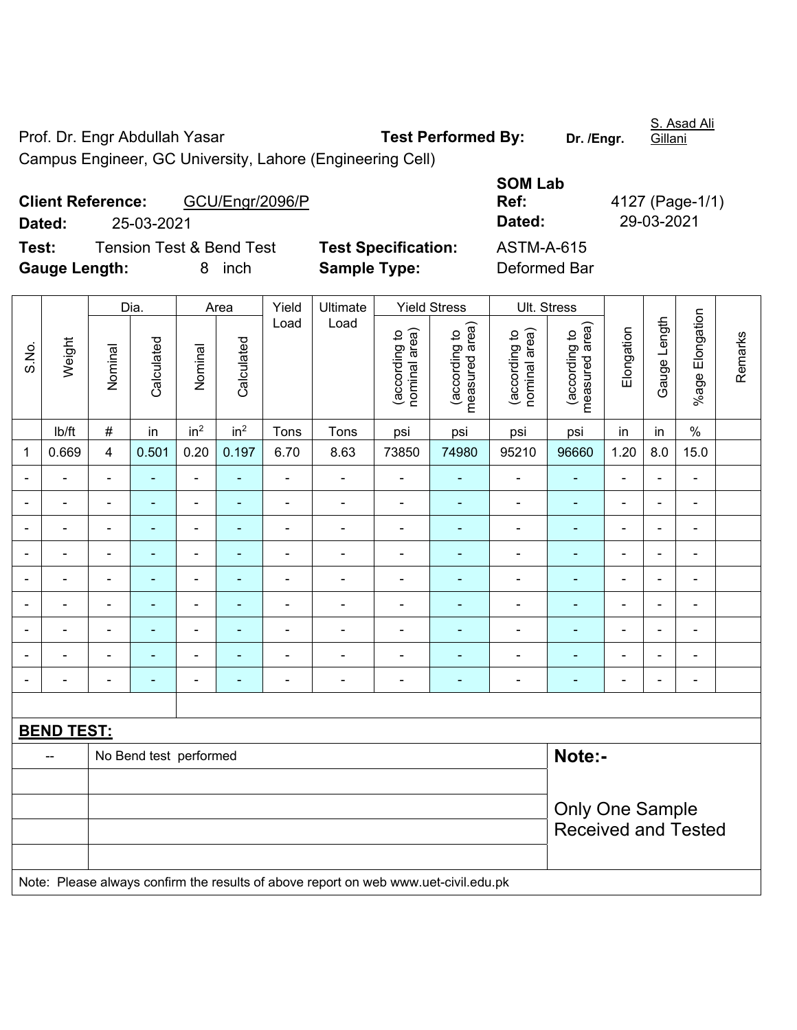Prof. Dr. Engr Abdullah Yasar **Test Performed By:** **Dr. /Engr.** S. Asad Ali Gillani

Campus Engineer, GC University, Lahore (Engineering Cell)

**Client Reference:** GCU/Engr/2096/P **SOM Lab Ref:** 4127 (Page-1/1)

**Dated:** 25-03-2021 **Dated:** 29-03-2021

**Test:** Tension Test & Bend Test **Test Specification:** ASTM-A-615

**Gauge Length:** 8 inch **Sample Type:** Deformed Bar

| S.No. | Weight | Dia. | | Area | | Yield Load | Ultimate Load | Yield Stress | | Ult. Stress | | Elongation | Gauge Length | %age Elongation | Remarks |
|---|---|---|---|---|---|---|---|---|---|---|---|---|---|---|---|
| | | Nominal | Calculated | Nominal | Calculated | | | (according to nominal area) | (according to measured area) | (according to nominal area) | (according to measured area) | | | | |
| | lb/ft | # | in | $in^2$ | $in^2$ | Tons | Tons | psi | psi | psi | psi | in | in | % | |
| 1 | 0.669 | 4 | 0.501 | 0.20 | 0.197 | 6.70 | 8.63 | 73850 | 74980 | 95210 | 96660 | 1.20 | 8.0 | 15.0 | |
| - | - | - | - | - | - | - | - | - | - | - | - | - | - | - | |
| - | - | - | - | - | - | - | - | - | - | - | - | - | - | - | |
| - | - | - | - | - | - | - | - | - | - | - | - | - | - | - | |
| - | - | - | - | - | - | - | - | - | - | - | - | - | - | - | |
| - | - | - | - | - | - | - | - | - | - | - | - | - | - | - | |
| - | - | - | - | - | - | - | - | - | - | - | - | - | - | - | |
| - | - | - | - | - | - | - | - | - | - | - | - | - | - | - | |
| - | - | - | - | - | - | - | - | - | - | - | - | - | - | - | |
| - | - | - | - | - | - | - | - | - | - | - | - | - | - | - | |

**BEND TEST:**

| | | |
|---|---|---|
| -- | No Bend test performed | **Note:-** |
| | | Only One Sample Received and Tested |

Note: Please always confirm the results of above report on web www.uet-civil.edu.pk